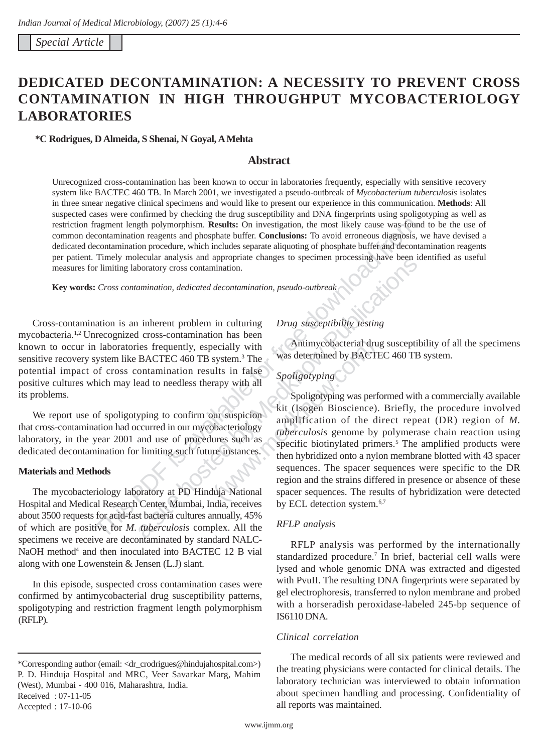Special Article

# DEDICATED DECONTAMINATION: A NECESSITY TO PREVENT CROSS CONTAMINATION IN HIGH THROUGHPUT MYCOBACTERIOLOGY LABORATORIES

**\*C Rodrigues, D Almeida, S Shenai, N Goyal, A Mehta**

## Abstract

Unrecognized cross-contamination has been known to occur in laboratories frequently, especially with sensitive recovery system like BACTEC 460 TB. In March 2001, we investigated a pseudo-outbreak of *Mycobacterium tuberculosis* isolates in three smear negative clinical specimens and would like to present our experience in this communication. **Methods**: All suspected cases were confirmed by checking the drug susceptibility and DNA fingerprints using spoligotyping as well as restriction fragment length polymorphism. **Results:** On investigation, the most likely cause was found to be the use of common decontamination reagents and phosphate buffer. **Conclusions:** To avoid erroneous diagnosis, we have devised a dedicated decontamination procedure, which includes separate aliquoting of phosphate buffer and decontamination reagents per patient. Timely molecular analysis and appropriate changes to specimen processing have been identified as useful measures for limiting laboratory cross contamination.

**Key words:** *Cross contamination, dedicated decontamination, pseudo-outbreak*

Cross-contamination is an inherent problem in culturing mycobacteria.[1,2] Unrecognized cross-contamination has been known to occur in laboratories frequently, especially with sensitive recovery system like BACTEC 460 TB system.[3] The potential impact of cross contamination results in false positive cultures which may lead to needless therapy with all its problems.

We report use of spoligotyping to confirm our suspicion that cross-contamination had occurred in our mycobacteriology laboratory, in the year 2001 and use of procedures such as dedicated decontamination for limiting such future instances.

## Materials and Methods

The mycobacteriology laboratory at PD Hinduja National Hospital and Medical Research Center, Mumbai, India, receives about 3500 requests for acid-fast bacteria cultures annually, 45% of which are positive for *M. tuberculosis* complex. All the specimens we receive are decontaminated by standard NALC-NaOH method[4] and then inoculated into BACTEC 12 B vial along with one Lowenstein & Jensen (L.J) slant.

In this episode, suspected cross contamination cases were confirmed by antimycobacterial drug susceptibility patterns, spoligotyping and restriction fragment length polymorphism (RFLP).

### *Drug susceptibility testing*

Antimycobacterial drug susceptibility of all the specimens was determined by BACTEC 460 TB system.

### *Spoligotyping*

Spoligotyping was performed with a commercially available kit (Isogen Bioscience). Briefly, the procedure involved amplification of the direct repeat (DR) region of *M. tuberculosis* genome by polymerase chain reaction using specific biotinylated primers.[5] The amplified products were then hybridized onto a nylon membrane blotted with 43 spacer sequences. The spacer sequences were specific to the DR region and the strains differed in presence or absence of these spacer sequences. The results of hybridization were detected by ECL detection system.[6,7]

### *RFLP analysis*

RFLP analysis was performed by the internationally standardized procedure.[7] In brief, bacterial cell walls were lysed and whole genomic DNA was extracted and digested with PvuII. The resulting DNA fingerprints were separated by gel electrophoresis, transferred to nylon membrane and probed with a horseradish peroxidase-labeled 245-bp sequence of IS6110 DNA.

### *Clinical correlation*

The medical records of all six patients were reviewed and the treating physicians were contacted for clinical details. The laboratory technician was interviewed to obtain information about specimen handling and processing. Confidentiality of all reports was maintained.

---

\*Corresponding author (email: <dr_crodrigues@hindujahospital.com>)
P. D. Hinduja Hospital and MRC, Veer Savarkar Marg, Mahim (West), Mumbai - 400 016, Maharashtra, India.
Received : 07-11-05
Accepted : 17-10-06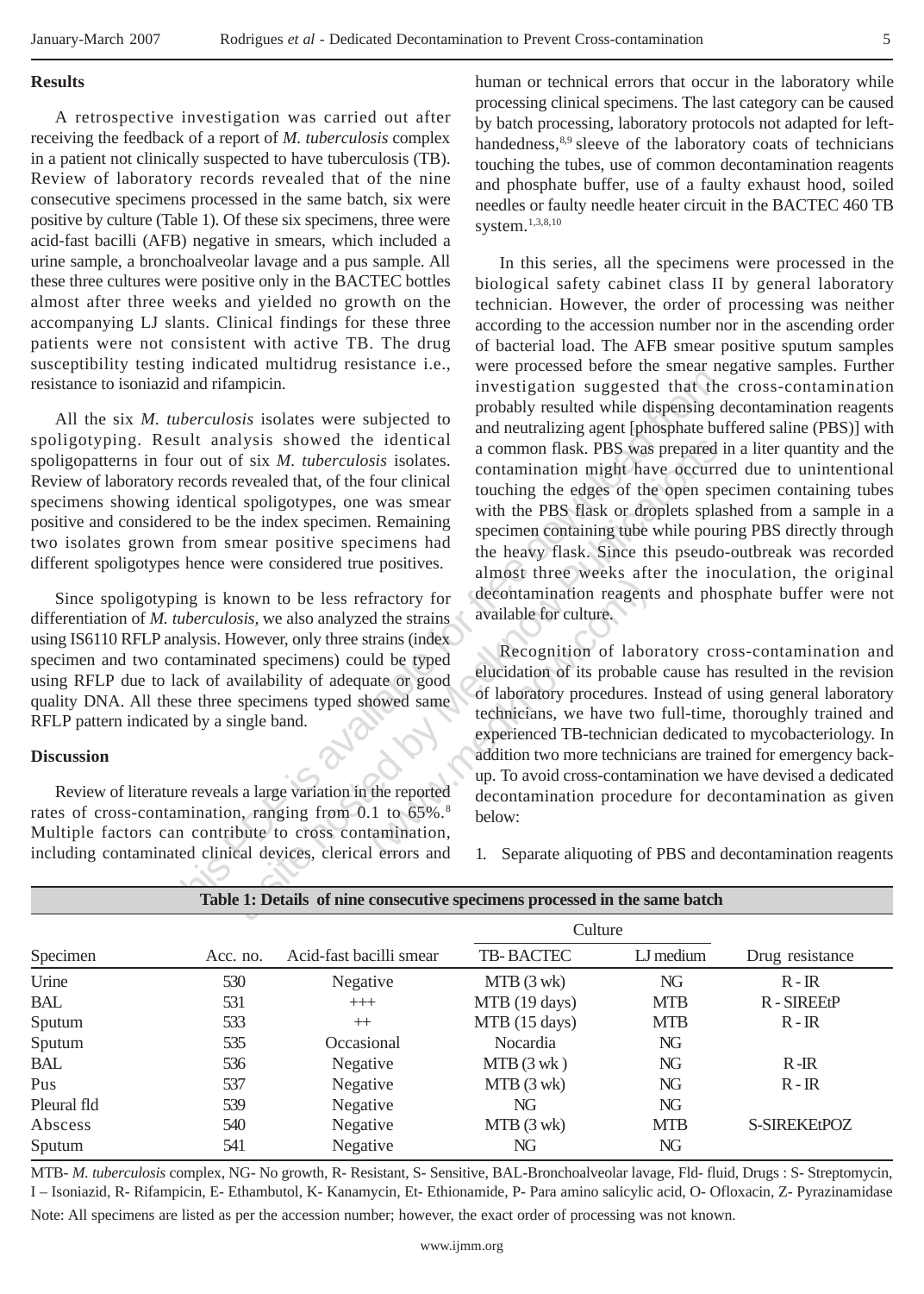## Results

A retrospective investigation was carried out after receiving the feedback of a report of *M. tuberculosis* complex in a patient not clinically suspected to have tuberculosis (TB). Review of laboratory records revealed that of the nine consecutive specimens processed in the same batch, six were positive by culture (Table 1). Of these six specimens, three were acid-fast bacilli (AFB) negative in smears, which included a urine sample, a bronchoalveolar lavage and a pus sample. All these three cultures were positive only in the BACTEC bottles almost after three weeks and yielded no growth on the accompanying LJ slants. Clinical findings for these three patients were not consistent with active TB. The drug susceptibility testing indicated multidrug resistance i.e., resistance to isoniazid and rifampicin.

All the six *M. tuberculosis* isolates were subjected to spoligotyping. Result analysis showed the identical spoligopatterns in four out of six *M. tuberculosis* isolates. Review of laboratory records revealed that, of the four clinical specimens showing identical spoligotypes, one was smear positive and considered to be the index specimen. Remaining two isolates grown from smear positive specimens had different spoligotypes hence were considered true positives.

Since spoligotyping is known to be less refractory for differentiation of *M. tuberculosis,* we also analyzed the strains using IS6110 RFLP analysis. However, only three strains (index specimen and two contaminated specimens) could be typed using RFLP due to lack of availability of adequate or good quality DNA. All these three specimens typed showed same RFLP pattern indicated by a single band.

## Discussion

Review of literature reveals a large variation in the reported rates of cross-contamination, ranging from 0.1 to 65%.[8] Multiple factors can contribute to cross contamination, including contaminated clinical devices, clerical errors and human or technical errors that occur in the laboratory while processing clinical specimens. The last category can be caused by batch processing, laboratory protocols not adapted for left-handedness,[8,9] sleeve of the laboratory coats of technicians touching the tubes, use of common decontamination reagents and phosphate buffer, use of a faulty exhaust hood, soiled needles or faulty needle heater circuit in the BACTEC 460 TB system.[1,3,8,10]

In this series, all the specimens were processed in the biological safety cabinet class II by general laboratory technician. However, the order of processing was neither according to the accession number nor in the ascending order of bacterial load. The AFB smear positive sputum samples were processed before the smear negative samples. Further investigation suggested that the cross-contamination probably resulted while dispensing decontamination reagents and neutralizing agent [phosphate buffered saline (PBS)] with a common flask. PBS was prepared in a liter quantity and the contamination might have occurred due to unintentional touching the edges of the open specimen containing tubes with the PBS flask or droplets splashed from a sample in a specimen containing tube while pouring PBS directly through the heavy flask. Since this pseudo-outbreak was recorded almost three weeks after the inoculation, the original decontamination reagents and phosphate buffer were not available for culture.

Recognition of laboratory cross-contamination and elucidation of its probable cause has resulted in the revision of laboratory procedures. Instead of using general laboratory technicians, we have two full-time, thoroughly trained and experienced TB-technician dedicated to mycobacteriology. In addition two more technicians are trained for emergency back-up. To avoid cross-contamination we have devised a dedicated decontamination procedure for decontamination as given below:

1. Separate aliquoting of PBS and decontamination reagents

**Table 1: Details of nine consecutive specimens processed in the same batch**

| Specimen | Acc. no. | Acid-fast bacilli smear | Culture | | Drug resistance |
|---|---|---|---|---|---|
| | | | TB- BACTEC | LJ medium | |
| Urine | 530 | Negative | MTB (3 wk) | NG | R - IR |
| BAL | 531 | +++ | MTB (19 days) | MTB | R - SIREEtP |
| Sputum | 533 | ++ | MTB (15 days) | MTB | R - IR |
| Sputum | 535 | Occasional | Nocardia | NG | |
| BAL | 536 | Negative | MTB (3 wk ) | NG | R -IR |
| Pus | 537 | Negative | MTB (3 wk) | NG | R - IR |
| Pleural fld | 539 | Negative | NG | NG | |
| Abscess | 540 | Negative | MTB (3 wk) | MTB | S-SIREKEtPOZ |
| Sputum | 541 | Negative | NG | NG | |

MTB- *M. tuberculosis* complex, NG- No growth, R- Resistant, S- Sensitive, BAL-Bronchoalveolar lavage, Fld- fluid, Drugs : S- Streptomycin, I – Isoniazid, R- Rifampicin, E- Ethambutol, K- Kanamycin, Et- Ethionamide, P- Para amino salicylic acid, O- Ofloxacin, Z- Pyrazinamidase

Note: All specimens are listed as per the accession number; however, the exact order of processing was not known.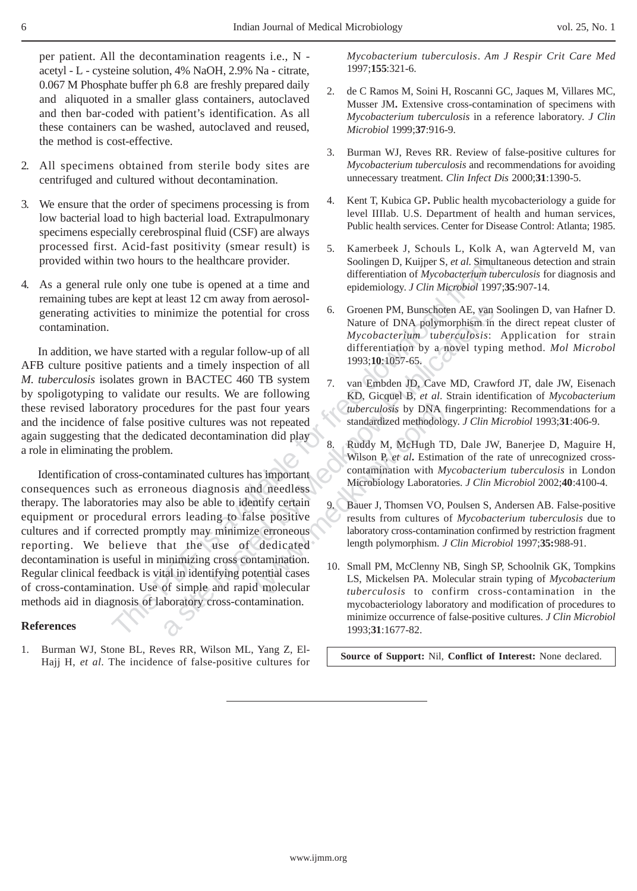per patient. All the decontamination reagents i.e., N - acetyl - L - cysteine solution, 4% NaOH, 2.9% Na - citrate, 0.067 M Phosphate buffer ph 6.8 are freshly prepared daily and aliquoted in a smaller glass containers, autoclaved and then bar-coded with patient's identification. As all these containers can be washed, autoclaved and reused, the method is cost-effective.

2. All specimens obtained from sterile body sites are centrifuged and cultured without decontamination.

3. We ensure that the order of specimens processing is from low bacterial load to high bacterial load. Extrapulmonary specimens especially cerebrospinal fluid (CSF) are always processed first. Acid-fast positivity (smear result) is provided within two hours to the healthcare provider.

4. As a general rule only one tube is opened at a time and remaining tubes are kept at least 12 cm away from aerosol-generating activities to minimize the potential for cross contamination.

In addition, we have started with a regular follow-up of all AFB culture positive patients and a timely inspection of all *M. tuberculosis* isolates grown in BACTEC 460 TB system by spoligotyping to validate our results. We are following these revised laboratory procedures for the past four years and the incidence of false positive cultures was not repeated again suggesting that the dedicated decontamination did play a role in eliminating the problem.

Identification of cross-contaminated cultures has important consequences such as erroneous diagnosis and needless therapy. The laboratories may also be able to identify certain equipment or procedural errors leading to false positive cultures and if corrected promptly may minimize erroneous reporting. We believe that the use of dedicated decontamination is useful in minimizing cross contamination. Regular clinical feedback is vital in identifying potential cases of cross-contamination. Use of simple and rapid molecular methods aid in diagnosis of laboratory cross-contamination.

## References

1. Burman WJ, Stone BL, Reves RR, Wilson ML, Yang Z, El-Hajj H, *et al*. The incidence of false-positive cultures for *Mycobacterium tuberculosis*. *Am J Respir Crit Care Med* 1997;**155**:321-6.
2. de C Ramos M, Soini H, Roscanni GC, Jaques M, Villares MC, Musser JM**.** Extensive cross-contamination of specimens with *Mycobacterium tuberculosis* in a reference laboratory. *J Clin Microbiol* 1999;**37**:916-9.
3. Burman WJ, Reves RR. Review of false-positive cultures for *Mycobacterium tuberculosis* and recommendations for avoiding unnecessary treatment. *Clin Infect Dis* 2000;**31**:1390-5.
4. Kent T, Kubica GP**.** Public health mycobacteriology a guide for level IIIlab. U.S. Department of health and human services, Public health services. Center for Disease Control: Atlanta; 1985.
5. Kamerbeek J, Schouls L, Kolk A, wan Agterveld M, van Soolingen D, Kuijper S, *et al.* Simultaneous detection and strain differentiation of *Mycobacterium tuberculosis* for diagnosis and epidemiology. *J Clin Microbiol* 1997;**35**:907-14.
6. Groenen PM, Bunschoten AE, van Soolingen D, van Hafner D. Nature of DNA polymorphism in the direct repeat cluster of *Mycobacterium tuberculosis*: Application for strain differentiation by a novel typing method. *Mol Microbol* 1993;**10**:1057-65.
7. van Embden JD, Cave MD, Crawford JT, dale JW, Eisenach KD, Gicquel B, *et al*. Strain identification of *Mycobacterium tuberculosis* by DNA fingerprinting: Recommendations for a standardized methodology. *J Clin Microbiol* 1993;**31**:406-9.
8. Ruddy M, McHugh TD, Dale JW, Banerjee D, Maguire H, Wilson P, *et al***.** Estimation of the rate of unrecognized cross-contamination with *Mycobacterium tuberculosis* in London Microbiology Laboratories. *J Clin Microbiol* 2002;**40**:4100-4.
9. Bauer J, Thomsen VO, Poulsen S, Andersen AB. False-positive results from cultures of *Mycobacterium tuberculosis* due to laboratory cross-contamination confirmed by restriction fragment length polymorphism. *J Clin Microbiol* 1997;**35:**988-91.
10. Small PM, McClenny NB, Singh SP, Schoolnik GK, Tompkins LS, Mickelsen PA. Molecular strain typing of *Mycobacterium tuberculosis* to confirm cross-contamination in the mycobacteriology laboratory and modification of procedures to minimize occurrence of false-positive cultures. *J Clin Microbiol* 1993;**31**:1677-82.

**Source of Support:** Nil, **Conflict of Interest:** None declared.